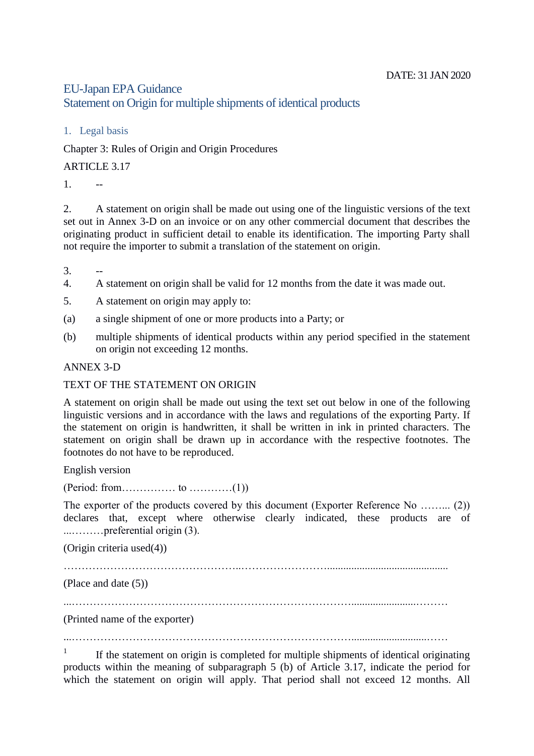DATE: 31 JAN 2020

# EU-Japan EPA Guidance
# Statement on Origin for multiple shipments of identical products

## 1. Legal basis

Chapter 3: Rules of Origin and Origin Procedures

ARTICLE 3.17

1. --

2. A statement on origin shall be made out using one of the linguistic versions of the text set out in Annex 3-D on an invoice or on any other commercial document that describes the originating product in sufficient detail to enable its identification. The importing Party shall not require the importer to submit a translation of the statement on origin.

3. --

4. A statement on origin shall be valid for 12 months from the date it was made out.

5. A statement on origin may apply to:

(a) a single shipment of one or more products into a Party; or

(b) multiple shipments of identical products within any period specified in the statement on origin not exceeding 12 months.

ANNEX 3-D

TEXT OF THE STATEMENT ON ORIGIN

A statement on origin shall be made out using the text set out below in one of the following linguistic versions and in accordance with the laws and regulations of the exporting Party. If the statement on origin is handwritten, it shall be written in ink in printed characters. The statement on origin shall be drawn up in accordance with the respective footnotes. The footnotes do not have to be reproduced.

English version

(Period: from…………… to …………(1))

The exporter of the products covered by this document (Exporter Reference No …….. (2)) declares that, except where otherwise clearly indicated, these products are of ...………preferential origin (3).

(Origin criteria used(4))

…………………………………………..……………………............................................

(Place and date (5))

...…………………………………………………………………….......................………

(Printed name of the exporter)

...…………………………………………………………………….............................……

[1] If the statement on origin is completed for multiple shipments of identical originating products within the meaning of subparagraph 5 (b) of Article 3.17, indicate the period for which the statement on origin will apply. That period shall not exceed 12 months. All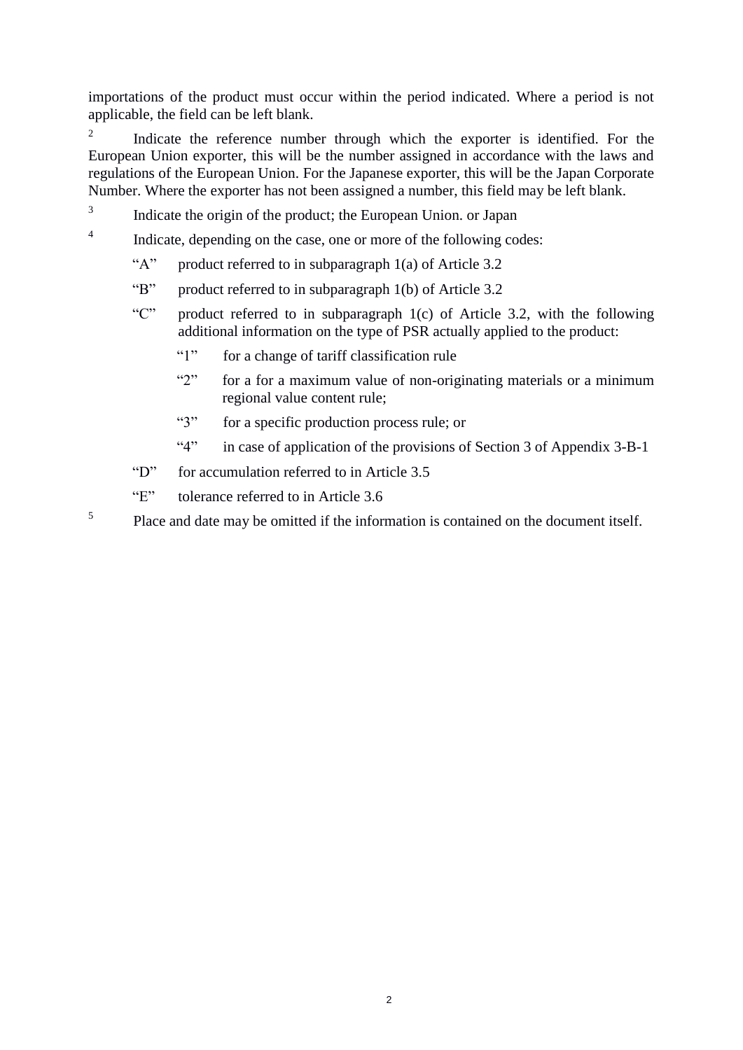importations of the product must occur within the period indicated. Where a period is not applicable, the field can be left blank.

[2] Indicate the reference number through which the exporter is identified. For the European Union exporter, this will be the number assigned in accordance with the laws and regulations of the European Union. For the Japanese exporter, this will be the Japan Corporate Number. Where the exporter has not been assigned a number, this field may be left blank.

[3] Indicate the origin of the product; the European Union. or Japan

[4] Indicate, depending on the case, one or more of the following codes:

- "A" product referred to in subparagraph 1(a) of Article 3.2
- "B" product referred to in subparagraph 1(b) of Article 3.2
- "C" product referred to in subparagraph 1(c) of Article 3.2, with the following additional information on the type of PSR actually applied to the product:
  - "1" for a change of tariff classification rule
  - "2" for a for a maximum value of non-originating materials or a minimum regional value content rule;
  - "3" for a specific production process rule; or
  - "4" in case of application of the provisions of Section 3 of Appendix 3-B-1
- "D" for accumulation referred to in Article 3.5
- "E" tolerance referred to in Article 3.6

[5] Place and date may be omitted if the information is contained on the document itself.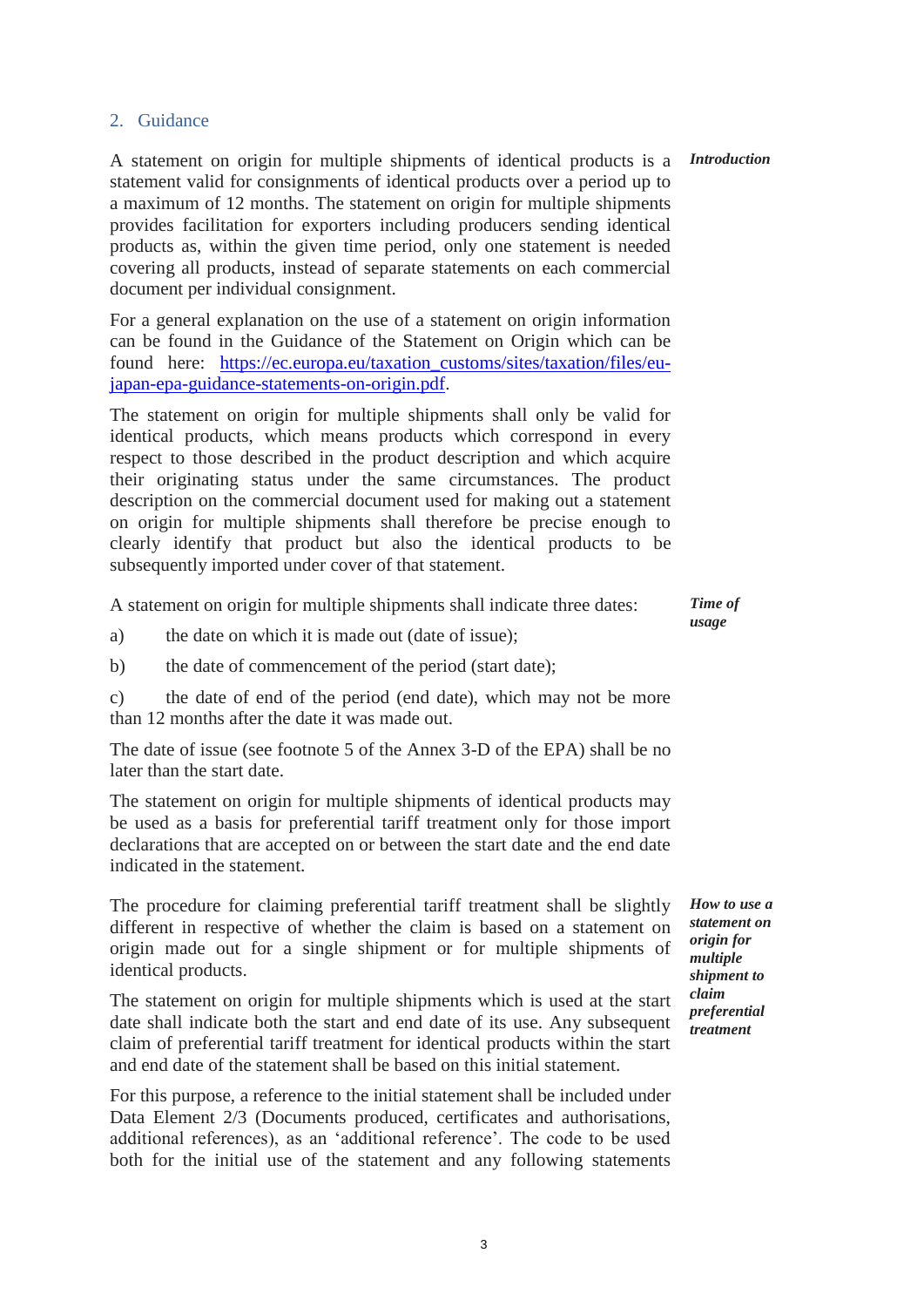## 2. Guidance

*Introduction*

A statement on origin for multiple shipments of identical products is a statement valid for consignments of identical products over a period up to a maximum of 12 months. The statement on origin for multiple shipments provides facilitation for exporters including producers sending identical products as, within the given time period, only one statement is needed covering all products, instead of separate statements on each commercial document per individual consignment.

For a general explanation on the use of a statement on origin information can be found in the Guidance of the Statement on Origin which can be found here: [https://ec.europa.eu/taxation_customs/sites/taxation/files/eu-japan-epa-guidance-statements-on-origin.pdf](https://ec.europa.eu/taxation_customs/sites/taxation/files/eu-japan-epa-guidance-statements-on-origin.pdf).

The statement on origin for multiple shipments shall only be valid for identical products, which means products which correspond in every respect to those described in the product description and which acquire their originating status under the same circumstances. The product description on the commercial document used for making out a statement on origin for multiple shipments shall therefore be precise enough to clearly identify that product but also the identical products to be subsequently imported under cover of that statement.

*Time of usage*

A statement on origin for multiple shipments shall indicate three dates:

a) the date on which it is made out (date of issue);

b) the date of commencement of the period (start date);

c) the date of end of the period (end date), which may not be more than 12 months after the date it was made out.

The date of issue (see footnote 5 of the Annex 3-D of the EPA) shall be no later than the start date.

The statement on origin for multiple shipments of identical products may be used as a basis for preferential tariff treatment only for those import declarations that are accepted on or between the start date and the end date indicated in the statement.

*How to use a statement on origin for multiple shipment to claim preferential treatment*

The procedure for claiming preferential tariff treatment shall be slightly different in respective of whether the claim is based on a statement on origin made out for a single shipment or for multiple shipments of identical products.

The statement on origin for multiple shipments which is used at the start date shall indicate both the start and end date of its use. Any subsequent claim of preferential tariff treatment for identical products within the start and end date of the statement shall be based on this initial statement.

For this purpose, a reference to the initial statement shall be included under Data Element 2/3 (Documents produced, certificates and authorisations, additional references), as an 'additional reference'. The code to be used both for the initial use of the statement and any following statements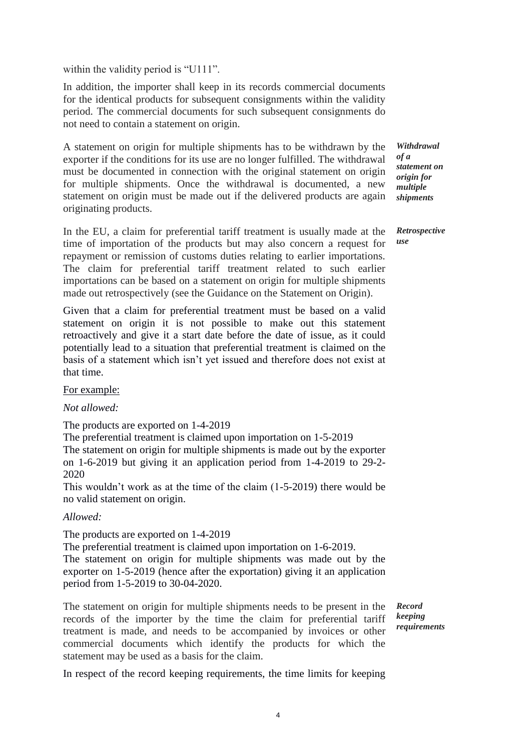within the validity period is "U111".

In addition, the importer shall keep in its records commercial documents for the identical products for subsequent consignments within the validity period. The commercial documents for such subsequent consignments do not need to contain a statement on origin.

***Withdrawal of a statement on origin for multiple shipments***

A statement on origin for multiple shipments has to be withdrawn by the exporter if the conditions for its use are no longer fulfilled. The withdrawal must be documented in connection with the original statement on origin for multiple shipments. Once the withdrawal is documented, a new statement on origin must be made out if the delivered products are again originating products.

***Retrospective use***

In the EU, a claim for preferential tariff treatment is usually made at the time of importation of the products but may also concern a request for repayment or remission of customs duties relating to earlier importations. The claim for preferential tariff treatment related to such earlier importations can be based on a statement on origin for multiple shipments made out retrospectively (see the Guidance on the Statement on Origin).

Given that a claim for preferential treatment must be based on a valid statement on origin it is not possible to make out this statement retroactively and give it a start date before the date of issue, as it could potentially lead to a situation that preferential treatment is claimed on the basis of a statement which isn't yet issued and therefore does not exist at that time.

<u>For example:</u>

*Not allowed:*

The products are exported on 1-4-2019
The preferential treatment is claimed upon importation on 1-5-2019
The statement on origin for multiple shipments is made out by the exporter on 1-6-2019 but giving it an application period from 1-4-2019 to 29-2-2020
This wouldn't work as at the time of the claim (1-5-2019) there would be no valid statement on origin.

*Allowed:*

The products are exported on 1-4-2019
The preferential treatment is claimed upon importation on 1-6-2019.
The statement on origin for multiple shipments was made out by the exporter on 1-5-2019 (hence after the exportation) giving it an application period from 1-5-2019 to 30-04-2020.

***Record keeping requirements***

The statement on origin for multiple shipments needs to be present in the records of the importer by the time the claim for preferential tariff treatment is made, and needs to be accompanied by invoices or other commercial documents which identify the products for which the statement may be used as a basis for the claim.

In respect of the record keeping requirements, the time limits for keeping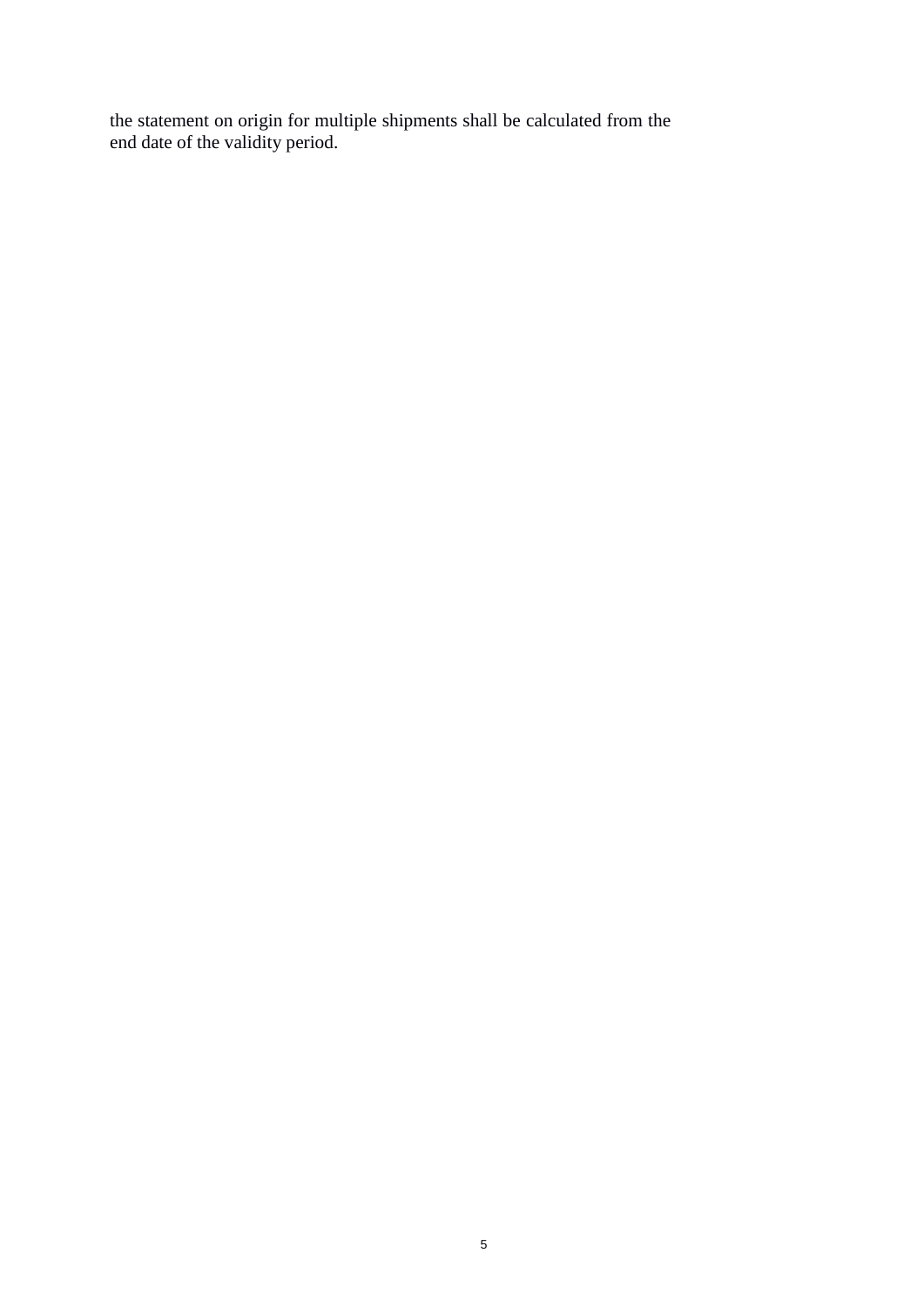the statement on origin for multiple shipments shall be calculated from the end date of the validity period.